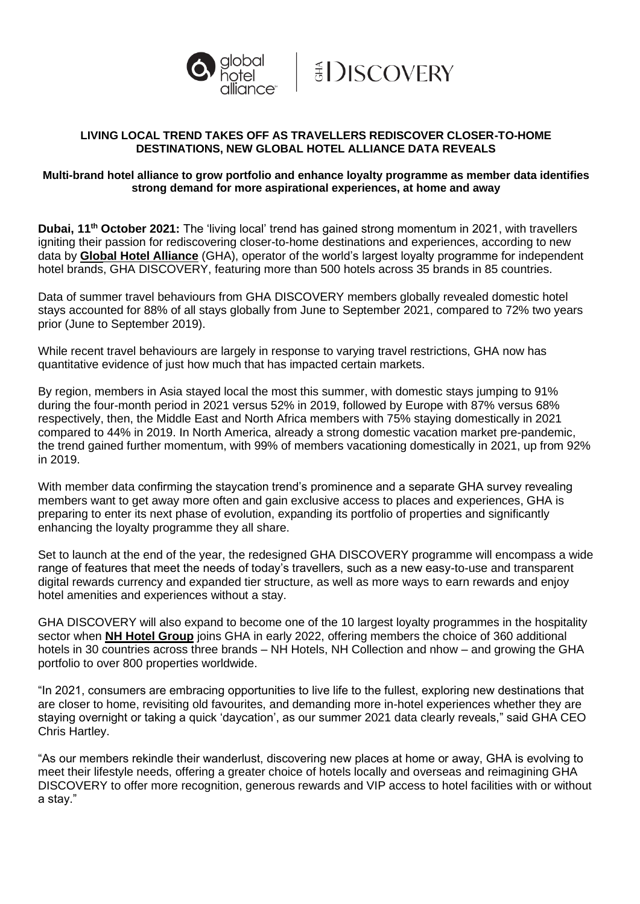## LIVING LOCAL TREND TAKES OFF AS TRAVELLERS REDISCOVER CLOSER-TO-HOME DESTINATIONS, NEW GLOBAL HOTEL ALLIANCE DATA REVEALS

**Multi-brand hotel alliance to grow portfolio and enhance loyalty programme as member data identifies strong demand for more aspirational experiences, at home and away**

**Dubai, 11th October 2021:** The 'living local' trend has gained strong momentum in 2021, with travellers igniting their passion for rediscovering closer-to-home destinations and experiences, according to new data by **Global Hotel Alliance** (GHA), operator of the world's largest loyalty programme for independent hotel brands, GHA DISCOVERY, featuring more than 500 hotels across 35 brands in 85 countries.

Data of summer travel behaviours from GHA DISCOVERY members globally revealed domestic hotel stays accounted for 88% of all stays globally from June to September 2021, compared to 72% two years prior (June to September 2019).

While recent travel behaviours are largely in response to varying travel restrictions, GHA now has quantitative evidence of just how much that has impacted certain markets.

By region, members in Asia stayed local the most this summer, with domestic stays jumping to 91% during the four-month period in 2021 versus 52% in 2019, followed by Europe with 87% versus 68% respectively, then, the Middle East and North Africa members with 75% staying domestically in 2021 compared to 44% in 2019. In North America, already a strong domestic vacation market pre-pandemic, the trend gained further momentum, with 99% of members vacationing domestically in 2021, up from 92% in 2019.

With member data confirming the staycation trend's prominence and a separate GHA survey revealing members want to get away more often and gain exclusive access to places and experiences, GHA is preparing to enter its next phase of evolution, expanding its portfolio of properties and significantly enhancing the loyalty programme they all share.

Set to launch at the end of the year, the redesigned GHA DISCOVERY programme will encompass a wide range of features that meet the needs of today's travellers, such as a new easy-to-use and transparent digital rewards currency and expanded tier structure, as well as more ways to earn rewards and enjoy hotel amenities and experiences without a stay.

GHA DISCOVERY will also expand to become one of the 10 largest loyalty programmes in the hospitality sector when **NH Hotel Group** joins GHA in early 2022, offering members the choice of 360 additional hotels in 30 countries across three brands – NH Hotels, NH Collection and nhow – and growing the GHA portfolio to over 800 properties worldwide.

"In 2021, consumers are embracing opportunities to live life to the fullest, exploring new destinations that are closer to home, revisiting old favourites, and demanding more in-hotel experiences whether they are staying overnight or taking a quick 'daycation', as our summer 2021 data clearly reveals," said GHA CEO Chris Hartley.

"As our members rekindle their wanderlust, discovering new places at home or away, GHA is evolving to meet their lifestyle needs, offering a greater choice of hotels locally and overseas and reimagining GHA DISCOVERY to offer more recognition, generous rewards and VIP access to hotel facilities with or without a stay."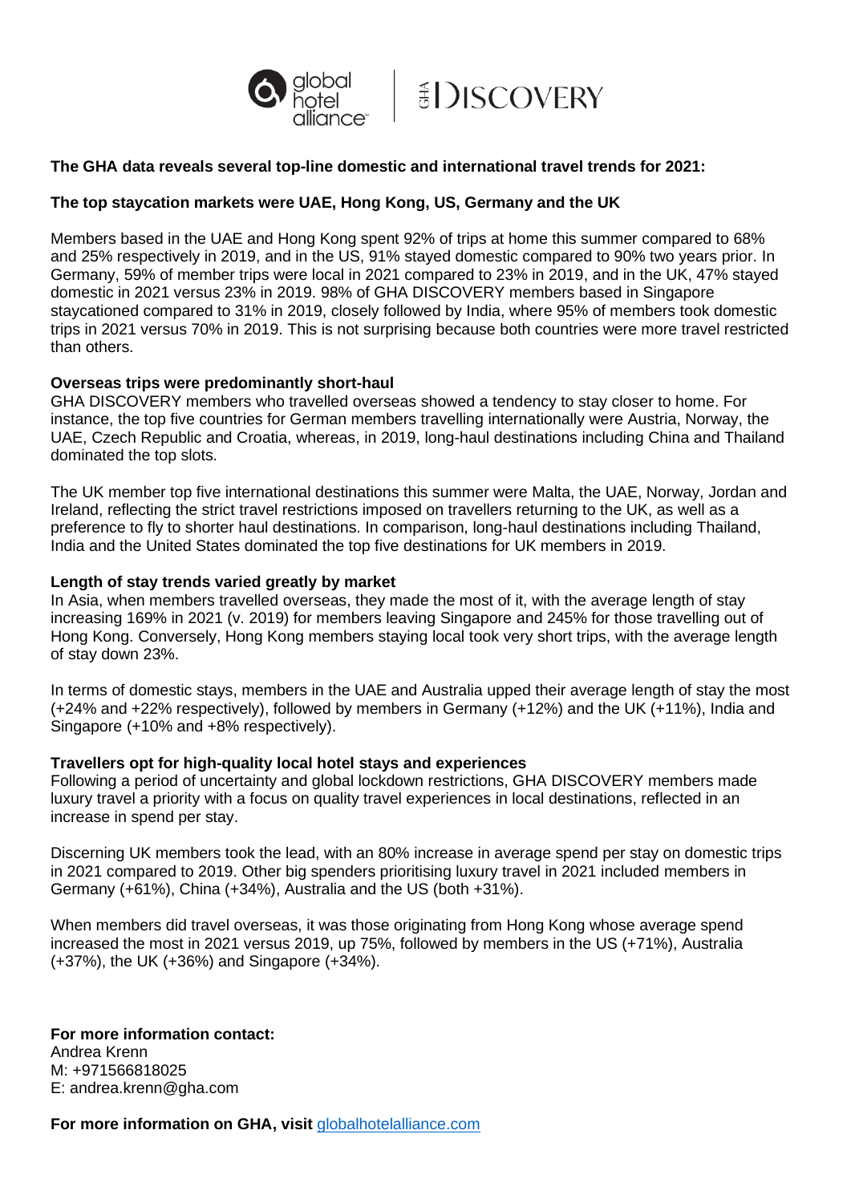**The GHA data reveals several top-line domestic and international travel trends for 2021:**

**The top staycation markets were UAE, Hong Kong, US, Germany and the UK**

Members based in the UAE and Hong Kong spent 92% of trips at home this summer compared to 68% and 25% respectively in 2019, and in the US, 91% stayed domestic compared to 90% two years prior. In Germany, 59% of member trips were local in 2021 compared to 23% in 2019, and in the UK, 47% stayed domestic in 2021 versus 23% in 2019. 98% of GHA DISCOVERY members based in Singapore staycationed compared to 31% in 2019, closely followed by India, where 95% of members took domestic trips in 2021 versus 70% in 2019. This is not surprising because both countries were more travel restricted than others.

**Overseas trips were predominantly short-haul**

GHA DISCOVERY members who travelled overseas showed a tendency to stay closer to home. For instance, the top five countries for German members travelling internationally were Austria, Norway, the UAE, Czech Republic and Croatia, whereas, in 2019, long-haul destinations including China and Thailand dominated the top slots.

The UK member top five international destinations this summer were Malta, the UAE, Norway, Jordan and Ireland, reflecting the strict travel restrictions imposed on travellers returning to the UK, as well as a preference to fly to shorter haul destinations. In comparison, long-haul destinations including Thailand, India and the United States dominated the top five destinations for UK members in 2019.

**Length of stay trends varied greatly by market**

In Asia, when members travelled overseas, they made the most of it, with the average length of stay increasing 169% in 2021 (v. 2019) for members leaving Singapore and 245% for those travelling out of Hong Kong. Conversely, Hong Kong members staying local took very short trips, with the average length of stay down 23%.

In terms of domestic stays, members in the UAE and Australia upped their average length of stay the most (+24% and +22% respectively), followed by members in Germany (+12%) and the UK (+11%), India and Singapore (+10% and +8% respectively).

**Travellers opt for high-quality local hotel stays and experiences**

Following a period of uncertainty and global lockdown restrictions, GHA DISCOVERY members made luxury travel a priority with a focus on quality travel experiences in local destinations, reflected in an increase in spend per stay.

Discerning UK members took the lead, with an 80% increase in average spend per stay on domestic trips in 2021 compared to 2019. Other big spenders prioritising luxury travel in 2021 included members in Germany (+61%), China (+34%), Australia and the US (both +31%).

When members did travel overseas, it was those originating from Hong Kong whose average spend increased the most in 2021 versus 2019, up 75%, followed by members in the US (+71%), Australia (+37%), the UK (+36%) and Singapore (+34%).

**For more information contact:**
Andrea Krenn
M: +971566818025
E: andrea.krenn@gha.com

**For more information on GHA, visit** globalhotelalliance.com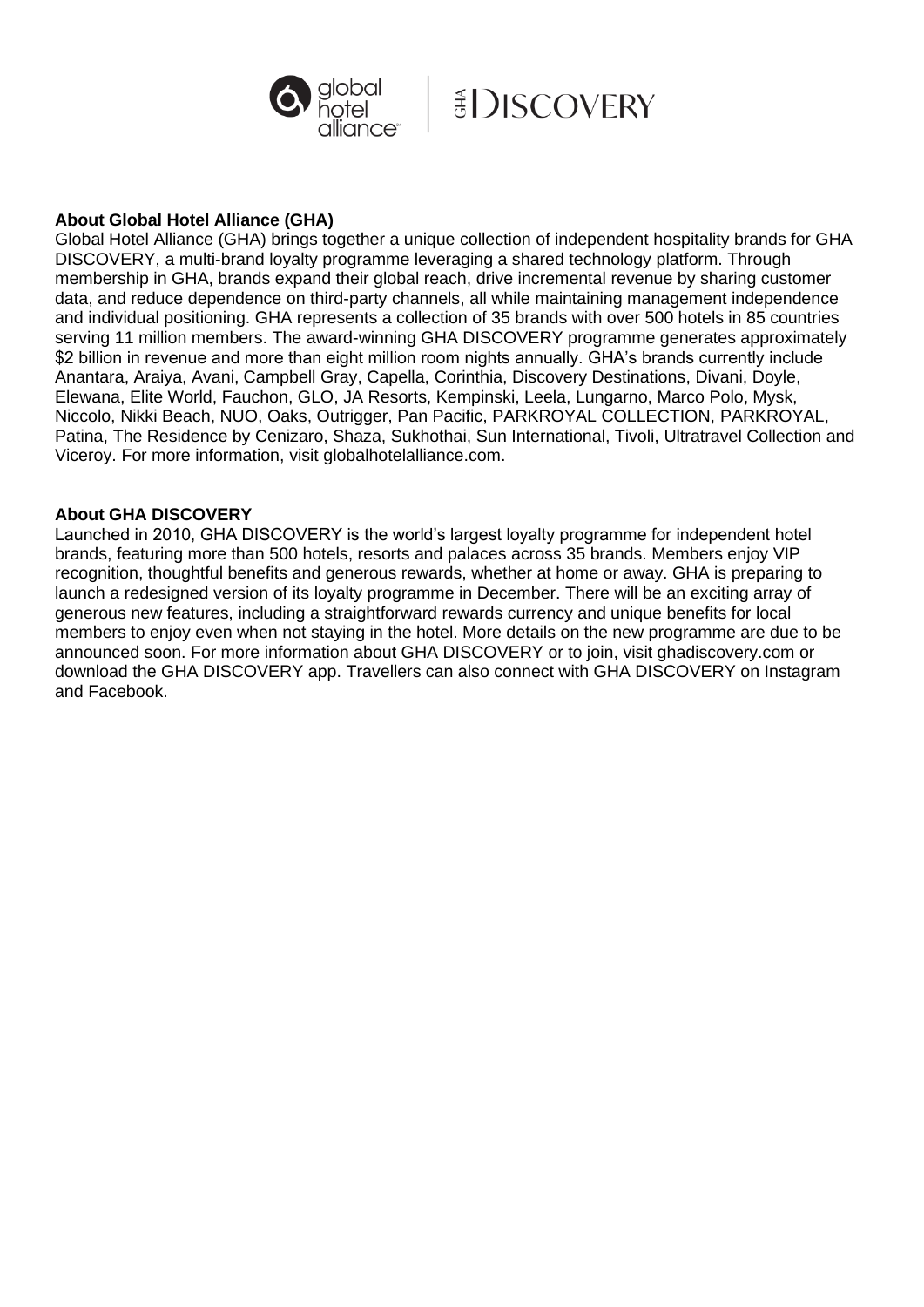## About Global Hotel Alliance (GHA)

Global Hotel Alliance (GHA) brings together a unique collection of independent hospitality brands for GHA DISCOVERY, a multi-brand loyalty programme leveraging a shared technology platform. Through membership in GHA, brands expand their global reach, drive incremental revenue by sharing customer data, and reduce dependence on third-party channels, all while maintaining management independence and individual positioning. GHA represents a collection of 35 brands with over 500 hotels in 85 countries serving 11 million members. The award-winning GHA DISCOVERY programme generates approximately $2 billion in revenue and more than eight million room nights annually. GHA's brands currently include Anantara, Araiya, Avani, Campbell Gray, Capella, Corinthia, Discovery Destinations, Divani, Doyle, Elewana, Elite World, Fauchon, GLO, JA Resorts, Kempinski, Leela, Lungarno, Marco Polo, Mysk, Niccolo, Nikki Beach, NUO, Oaks, Outrigger, Pan Pacific, PARKROYAL COLLECTION, PARKROYAL, Patina, The Residence by Cenizaro, Shaza, Sukhothai, Sun International, Tivoli, Ultratravel Collection and Viceroy. For more information, visit globalhotelalliance.com.

## About GHA DISCOVERY

Launched in 2010, GHA DISCOVERY is the world's largest loyalty programme for independent hotel brands, featuring more than 500 hotels, resorts and palaces across 35 brands. Members enjoy VIP recognition, thoughtful benefits and generous rewards, whether at home or away. GHA is preparing to launch a redesigned version of its loyalty programme in December. There will be an exciting array of generous new features, including a straightforward rewards currency and unique benefits for local members to enjoy even when not staying in the hotel. More details on the new programme are due to be announced soon. For more information about GHA DISCOVERY or to join, visit ghadiscovery.com or download the GHA DISCOVERY app. Travellers can also connect with GHA DISCOVERY on Instagram and Facebook.